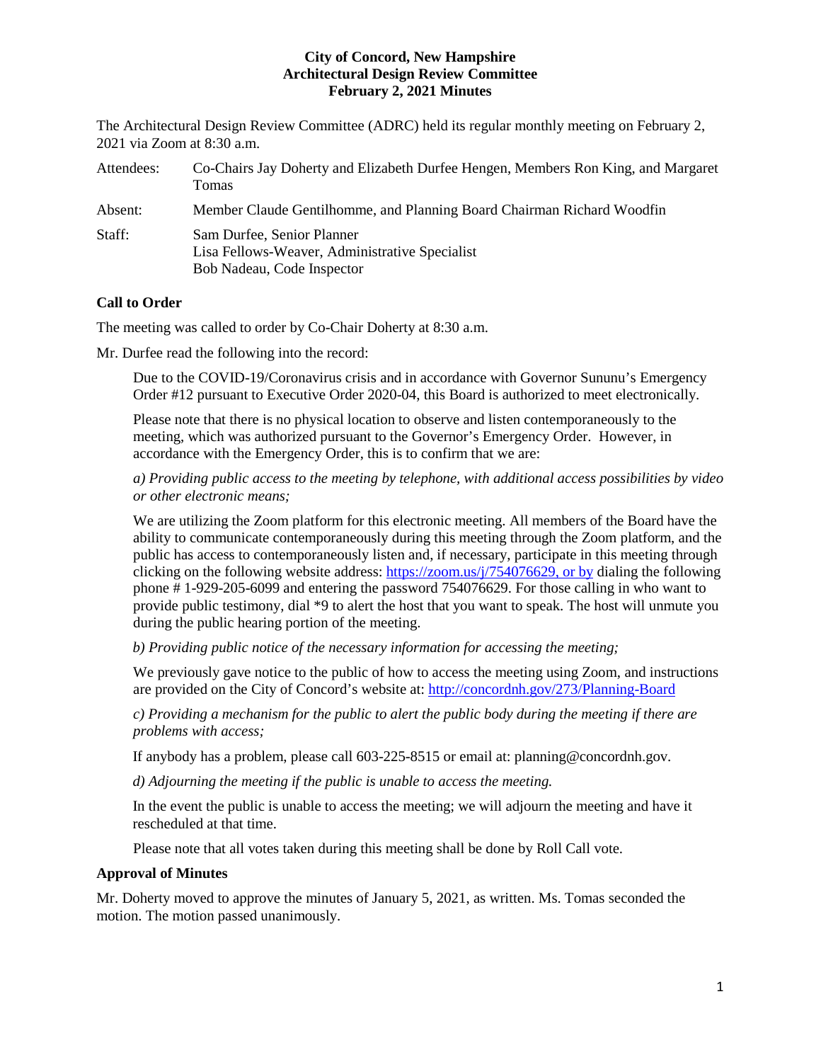# City of Concord, New Hampshire
## Architectural Design Review Committee
## February 2, 2021 Minutes

The Architectural Design Review Committee (ADRC) held its regular monthly meeting on February 2, 2021 via Zoom at 8:30 a.m.

| | |
|---|---|
| Attendees: | Co-Chairs Jay Doherty and Elizabeth Durfee Hengen, Members Ron King, and Margaret Tomas |
| Absent: | Member Claude Gentilhomme, and Planning Board Chairman Richard Woodfin |
| Staff: | Sam Durfee, Senior Planner<br>Lisa Fellows-Weaver, Administrative Specialist<br>Bob Nadeau, Code Inspector |

**Call to Order**

The meeting was called to order by Co-Chair Doherty at 8:30 a.m.

Mr. Durfee read the following into the record:

> Due to the COVID-19/Coronavirus crisis and in accordance with Governor Sununu's Emergency Order #12 pursuant to Executive Order 2020-04, this Board is authorized to meet electronically.
>
> Please note that there is no physical location to observe and listen contemporaneously to the meeting, which was authorized pursuant to the Governor's Emergency Order. However, in accordance with the Emergency Order, this is to confirm that we are:
>
> *a) Providing public access to the meeting by telephone, with additional access possibilities by video or other electronic means;*
>
> We are utilizing the Zoom platform for this electronic meeting. All members of the Board have the ability to communicate contemporaneously during this meeting through the Zoom platform, and the public has access to contemporaneously listen and, if necessary, participate in this meeting through clicking on the following website address: https://zoom.us/j/754076629, or by dialing the following phone # 1-929-205-6099 and entering the password 754076629. For those calling in who want to provide public testimony, dial *9 to alert the host that you want to speak. The host will unmute you during the public hearing portion of the meeting.
>
> *b) Providing public notice of the necessary information for accessing the meeting;*
>
> We previously gave notice to the public of how to access the meeting using Zoom, and instructions are provided on the City of Concord's website at: http://concordnh.gov/273/Planning-Board
>
> *c) Providing a mechanism for the public to alert the public body during the meeting if there are problems with access;*
>
> If anybody has a problem, please call 603-225-8515 or email at: planning@concordnh.gov.
>
> *d) Adjourning the meeting if the public is unable to access the meeting.*
>
> In the event the public is unable to access the meeting; we will adjourn the meeting and have it rescheduled at that time.
>
> Please note that all votes taken during this meeting shall be done by Roll Call vote.

**Approval of Minutes**

Mr. Doherty moved to approve the minutes of January 5, 2021, as written. Ms. Tomas seconded the motion. The motion passed unanimously.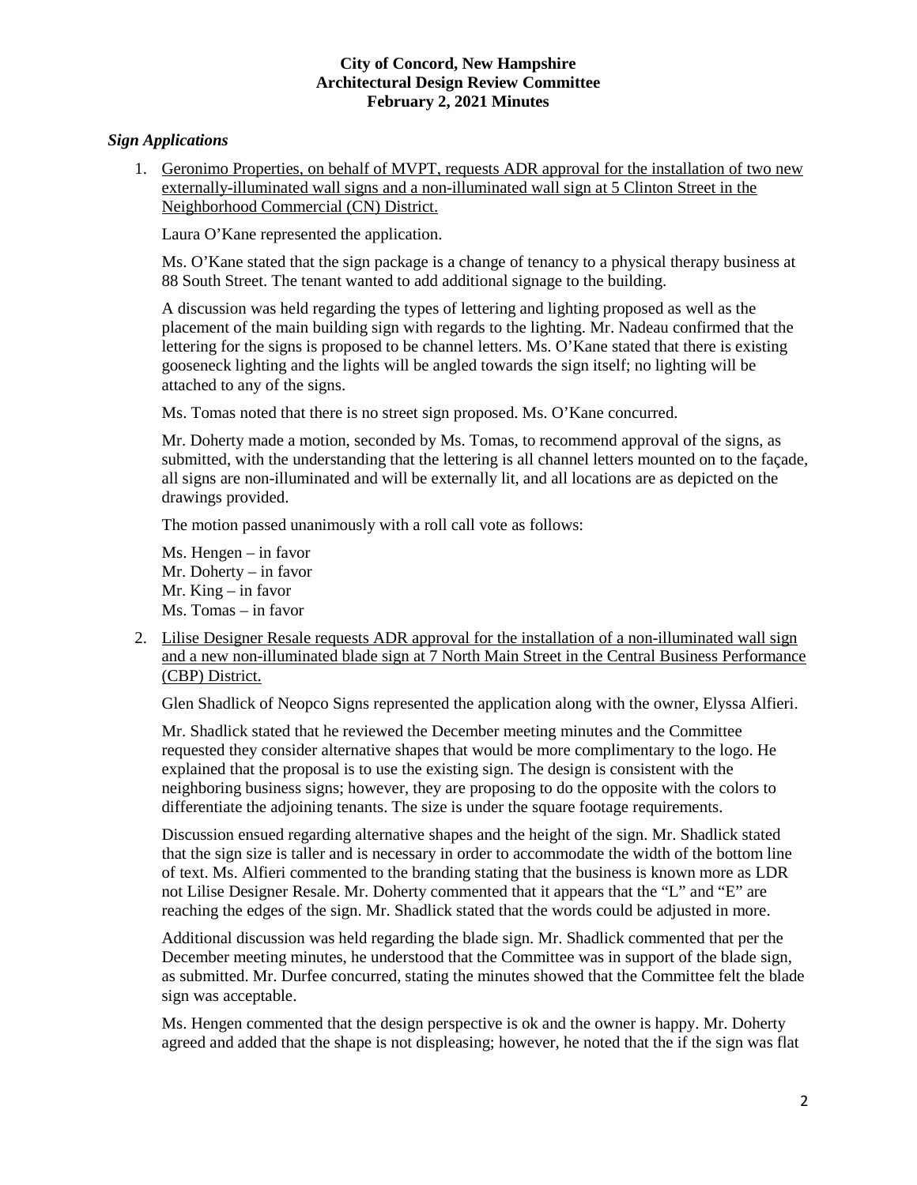**City of Concord, New Hampshire**
**Architectural Design Review Committee**
**February 2, 2021 Minutes**

### *Sign Applications*

1. Geronimo Properties, on behalf of MVPT, requests ADR approval for the installation of two new externally-illuminated wall signs and a non-illuminated wall sign at 5 Clinton Street in the Neighborhood Commercial (CN) District.

   Laura O'Kane represented the application.

   Ms. O'Kane stated that the sign package is a change of tenancy to a physical therapy business at 88 South Street. The tenant wanted to add additional signage to the building.

   A discussion was held regarding the types of lettering and lighting proposed as well as the placement of the main building sign with regards to the lighting. Mr. Nadeau confirmed that the lettering for the signs is proposed to be channel letters. Ms. O'Kane stated that there is existing gooseneck lighting and the lights will be angled towards the sign itself; no lighting will be attached to any of the signs.

   Ms. Tomas noted that there is no street sign proposed. Ms. O'Kane concurred.

   Mr. Doherty made a motion, seconded by Ms. Tomas, to recommend approval of the signs, as submitted, with the understanding that the lettering is all channel letters mounted on to the façade, all signs are non-illuminated and will be externally lit, and all locations are as depicted on the drawings provided.

   The motion passed unanimously with a roll call vote as follows:

   Ms. Hengen – in favor
   Mr. Doherty – in favor
   Mr. King – in favor
   Ms. Tomas – in favor

2. Lilise Designer Resale requests ADR approval for the installation of a non-illuminated wall sign and a new non-illuminated blade sign at 7 North Main Street in the Central Business Performance (CBP) District.

   Glen Shadlick of Neopco Signs represented the application along with the owner, Elyssa Alfieri.

   Mr. Shadlick stated that he reviewed the December meeting minutes and the Committee requested they consider alternative shapes that would be more complimentary to the logo. He explained that the proposal is to use the existing sign. The design is consistent with the neighboring business signs; however, they are proposing to do the opposite with the colors to differentiate the adjoining tenants. The size is under the square footage requirements.

   Discussion ensued regarding alternative shapes and the height of the sign. Mr. Shadlick stated that the sign size is taller and is necessary in order to accommodate the width of the bottom line of text. Ms. Alfieri commented to the branding stating that the business is known more as LDR not Lilise Designer Resale. Mr. Doherty commented that it appears that the "L" and "E" are reaching the edges of the sign. Mr. Shadlick stated that the words could be adjusted in more.

   Additional discussion was held regarding the blade sign. Mr. Shadlick commented that per the December meeting minutes, he understood that the Committee was in support of the blade sign, as submitted. Mr. Durfee concurred, stating the minutes showed that the Committee felt the blade sign was acceptable.

   Ms. Hengen commented that the design perspective is ok and the owner is happy. Mr. Doherty agreed and added that the shape is not displeasing; however, he noted that the if the sign was flat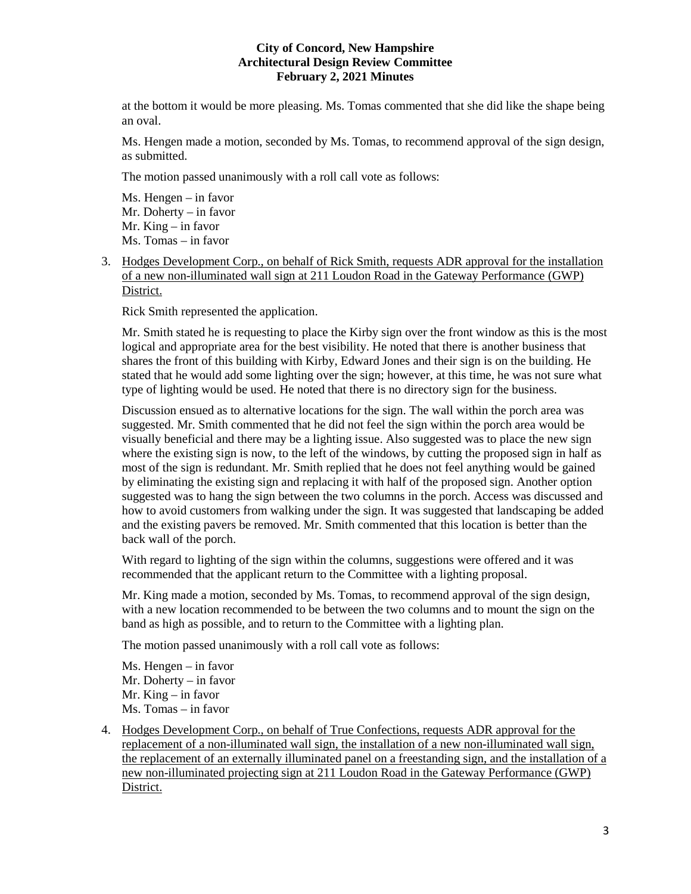at the bottom it would be more pleasing. Ms. Tomas commented that she did like the shape being an oval.

Ms. Hengen made a motion, seconded by Ms. Tomas, to recommend approval of the sign design, as submitted.

The motion passed unanimously with a roll call vote as follows:

Ms. Hengen – in favor
Mr. Doherty – in favor
Mr. King – in favor
Ms. Tomas – in favor

3. Hodges Development Corp., on behalf of Rick Smith, requests ADR approval for the installation of a new non-illuminated wall sign at 211 Loudon Road in the Gateway Performance (GWP) District.

   Rick Smith represented the application.

   Mr. Smith stated he is requesting to place the Kirby sign over the front window as this is the most logical and appropriate area for the best visibility. He noted that there is another business that shares the front of this building with Kirby, Edward Jones and their sign is on the building. He stated that he would add some lighting over the sign; however, at this time, he was not sure what type of lighting would be used. He noted that there is no directory sign for the business.

   Discussion ensued as to alternative locations for the sign. The wall within the porch area was suggested. Mr. Smith commented that he did not feel the sign within the porch area would be visually beneficial and there may be a lighting issue. Also suggested was to place the new sign where the existing sign is now, to the left of the windows, by cutting the proposed sign in half as most of the sign is redundant. Mr. Smith replied that he does not feel anything would be gained by eliminating the existing sign and replacing it with half of the proposed sign. Another option suggested was to hang the sign between the two columns in the porch. Access was discussed and how to avoid customers from walking under the sign. It was suggested that landscaping be added and the existing pavers be removed. Mr. Smith commented that this location is better than the back wall of the porch.

   With regard to lighting of the sign within the columns, suggestions were offered and it was recommended that the applicant return to the Committee with a lighting proposal.

   Mr. King made a motion, seconded by Ms. Tomas, to recommend approval of the sign design, with a new location recommended to be between the two columns and to mount the sign on the band as high as possible, and to return to the Committee with a lighting plan.

   The motion passed unanimously with a roll call vote as follows:

   Ms. Hengen – in favor
   Mr. Doherty – in favor
   Mr. King – in favor
   Ms. Tomas – in favor

4. Hodges Development Corp., on behalf of True Confections, requests ADR approval for the replacement of a non-illuminated wall sign, the installation of a new non-illuminated wall sign, the replacement of an externally illuminated panel on a freestanding sign, and the installation of a new non-illuminated projecting sign at 211 Loudon Road in the Gateway Performance (GWP) District.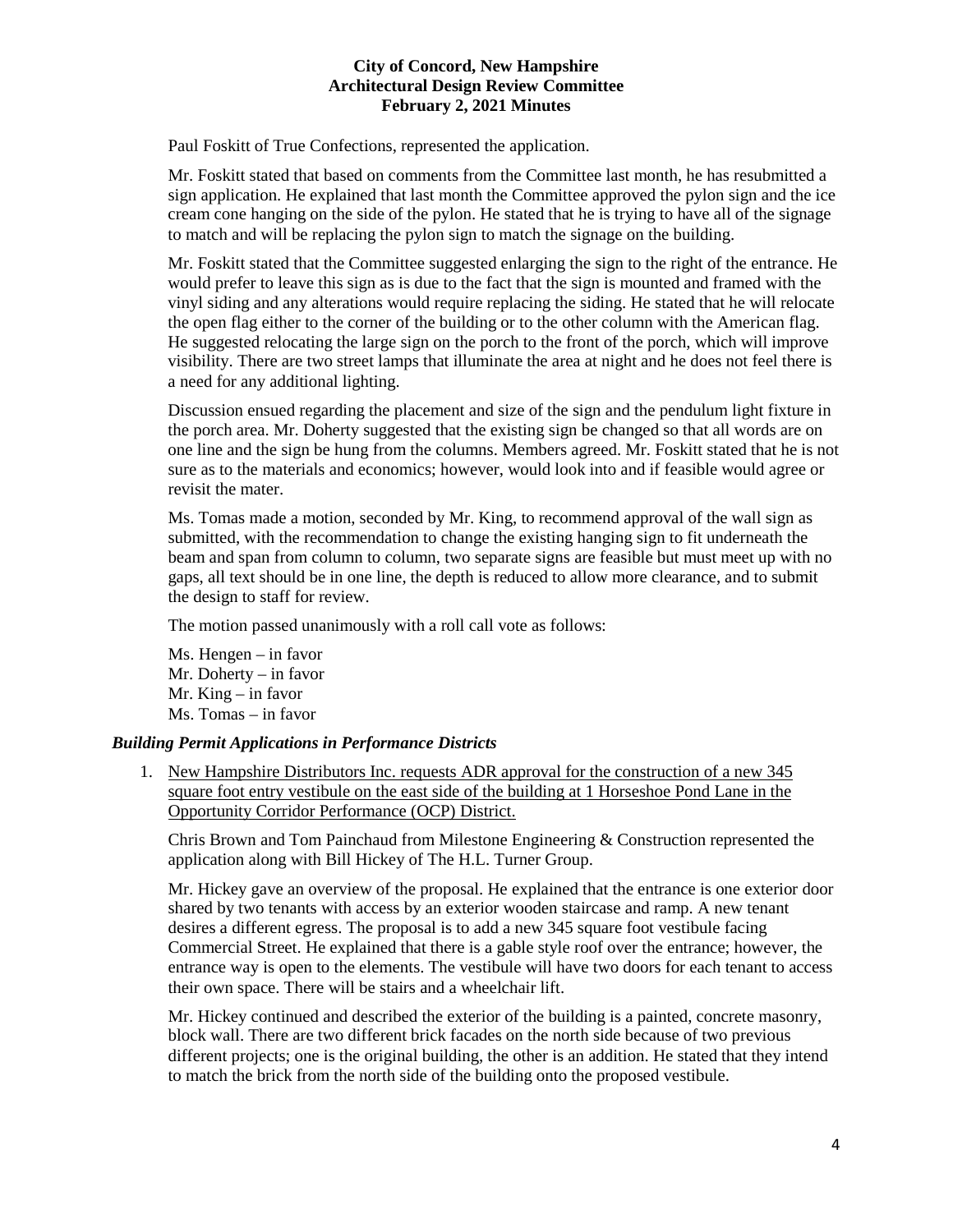Paul Foskitt of True Confections, represented the application.

Mr. Foskitt stated that based on comments from the Committee last month, he has resubmitted a sign application. He explained that last month the Committee approved the pylon sign and the ice cream cone hanging on the side of the pylon. He stated that he is trying to have all of the signage to match and will be replacing the pylon sign to match the signage on the building.

Mr. Foskitt stated that the Committee suggested enlarging the sign to the right of the entrance. He would prefer to leave this sign as is due to the fact that the sign is mounted and framed with the vinyl siding and any alterations would require replacing the siding. He stated that he will relocate the open flag either to the corner of the building or to the other column with the American flag. He suggested relocating the large sign on the porch to the front of the porch, which will improve visibility. There are two street lamps that illuminate the area at night and he does not feel there is a need for any additional lighting.

Discussion ensued regarding the placement and size of the sign and the pendulum light fixture in the porch area. Mr. Doherty suggested that the existing sign be changed so that all words are on one line and the sign be hung from the columns. Members agreed. Mr. Foskitt stated that he is not sure as to the materials and economics; however, would look into and if feasible would agree or revisit the mater.

Ms. Tomas made a motion, seconded by Mr. King, to recommend approval of the wall sign as submitted, with the recommendation to change the existing hanging sign to fit underneath the beam and span from column to column, two separate signs are feasible but must meet up with no gaps, all text should be in one line, the depth is reduced to allow more clearance, and to submit the design to staff for review.

The motion passed unanimously with a roll call vote as follows:

Ms. Hengen – in favor
Mr. Doherty – in favor
Mr. King – in favor
Ms. Tomas – in favor

### *Building Permit Applications in Performance Districts*

1. New Hampshire Distributors Inc. requests ADR approval for the construction of a new 345 square foot entry vestibule on the east side of the building at 1 Horseshoe Pond Lane in the Opportunity Corridor Performance (OCP) District.

   Chris Brown and Tom Painchaud from Milestone Engineering & Construction represented the application along with Bill Hickey of The H.L. Turner Group.

   Mr. Hickey gave an overview of the proposal. He explained that the entrance is one exterior door shared by two tenants with access by an exterior wooden staircase and ramp. A new tenant desires a different egress. The proposal is to add a new 345 square foot vestibule facing Commercial Street. He explained that there is a gable style roof over the entrance; however, the entrance way is open to the elements. The vestibule will have two doors for each tenant to access their own space. There will be stairs and a wheelchair lift.

   Mr. Hickey continued and described the exterior of the building is a painted, concrete masonry, block wall. There are two different brick facades on the north side because of two previous different projects; one is the original building, the other is an addition. He stated that they intend to match the brick from the north side of the building onto the proposed vestibule.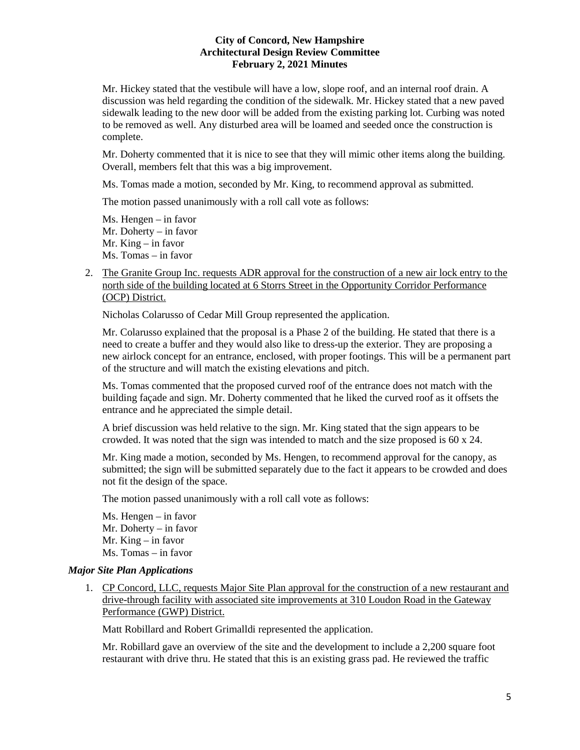Mr. Hickey stated that the vestibule will have a low, slope roof, and an internal roof drain. A discussion was held regarding the condition of the sidewalk. Mr. Hickey stated that a new paved sidewalk leading to the new door will be added from the existing parking lot. Curbing was noted to be removed as well. Any disturbed area will be loamed and seeded once the construction is complete.

Mr. Doherty commented that it is nice to see that they will mimic other items along the building. Overall, members felt that this was a big improvement.

Ms. Tomas made a motion, seconded by Mr. King, to recommend approval as submitted.

The motion passed unanimously with a roll call vote as follows:

Ms. Hengen – in favor
Mr. Doherty – in favor
Mr. King – in favor
Ms. Tomas – in favor

2. The Granite Group Inc. requests ADR approval for the construction of a new air lock entry to the north side of the building located at 6 Storrs Street in the Opportunity Corridor Performance (OCP) District.

   Nicholas Colarusso of Cedar Mill Group represented the application.

   Mr. Colarusso explained that the proposal is a Phase 2 of the building. He stated that there is a need to create a buffer and they would also like to dress-up the exterior. They are proposing a new airlock concept for an entrance, enclosed, with proper footings. This will be a permanent part of the structure and will match the existing elevations and pitch.

   Ms. Tomas commented that the proposed curved roof of the entrance does not match with the building façade and sign. Mr. Doherty commented that he liked the curved roof as it offsets the entrance and he appreciated the simple detail.

   A brief discussion was held relative to the sign. Mr. King stated that the sign appears to be crowded. It was noted that the sign was intended to match and the size proposed is 60 x 24.

   Mr. King made a motion, seconded by Ms. Hengen, to recommend approval for the canopy, as submitted; the sign will be submitted separately due to the fact it appears to be crowded and does not fit the design of the space.

   The motion passed unanimously with a roll call vote as follows:

   Ms. Hengen – in favor
   Mr. Doherty – in favor
   Mr. King – in favor
   Ms. Tomas – in favor

### *Major Site Plan Applications*

1. CP Concord, LLC, requests Major Site Plan approval for the construction of a new restaurant and drive-through facility with associated site improvements at 310 Loudon Road in the Gateway Performance (GWP) District.

   Matt Robillard and Robert Grimalldi represented the application.

   Mr. Robillard gave an overview of the site and the development to include a 2,200 square foot restaurant with drive thru. He stated that this is an existing grass pad. He reviewed the traffic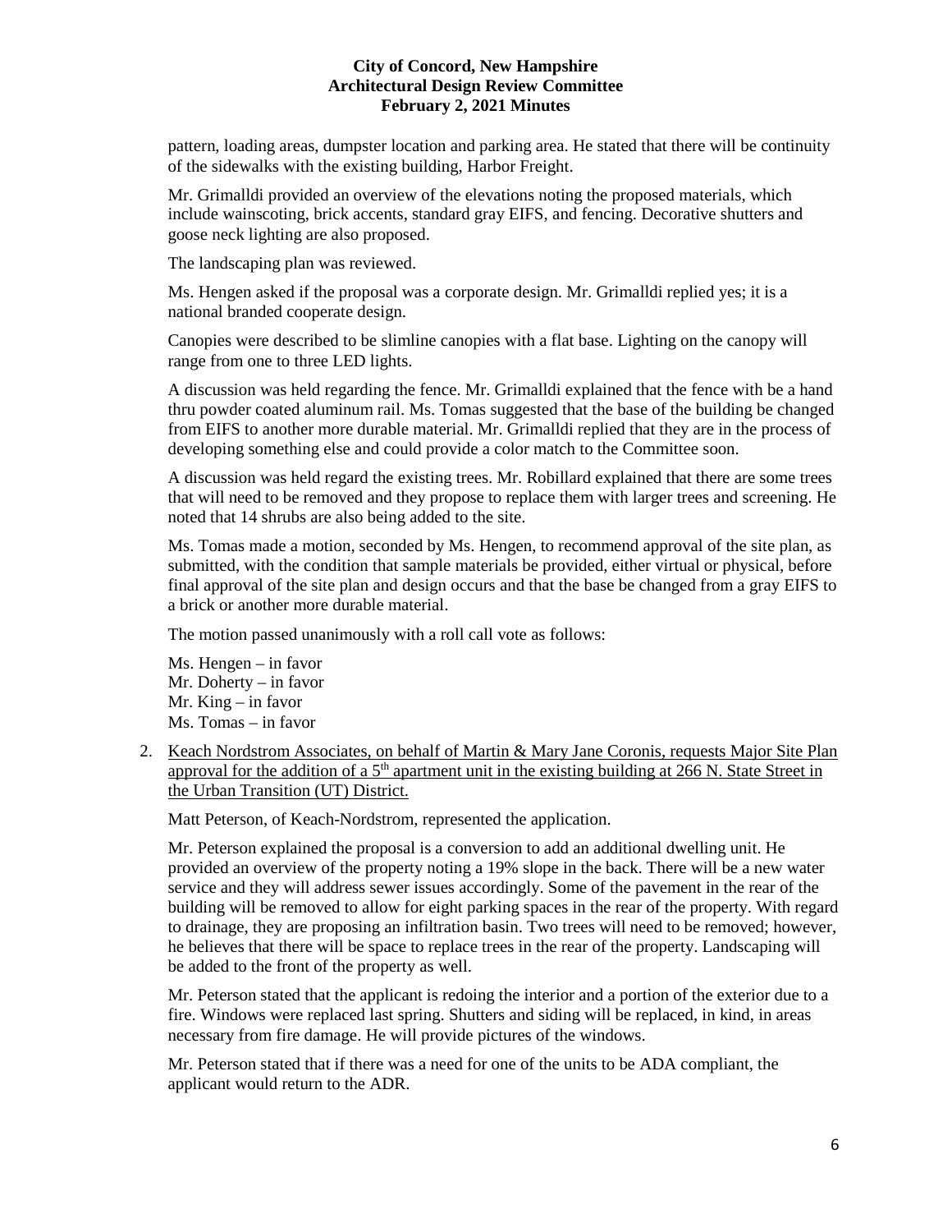pattern, loading areas, dumpster location and parking area. He stated that there will be continuity of the sidewalks with the existing building, Harbor Freight.

Mr. Grimalldi provided an overview of the elevations noting the proposed materials, which include wainscoting, brick accents, standard gray EIFS, and fencing. Decorative shutters and goose neck lighting are also proposed.

The landscaping plan was reviewed.

Ms. Hengen asked if the proposal was a corporate design. Mr. Grimalldi replied yes; it is a national branded cooperate design.

Canopies were described to be slimline canopies with a flat base. Lighting on the canopy will range from one to three LED lights.

A discussion was held regarding the fence. Mr. Grimalldi explained that the fence with be a hand thru powder coated aluminum rail. Ms. Tomas suggested that the base of the building be changed from EIFS to another more durable material. Mr. Grimalldi replied that they are in the process of developing something else and could provide a color match to the Committee soon.

A discussion was held regard the existing trees. Mr. Robillard explained that there are some trees that will need to be removed and they propose to replace them with larger trees and screening. He noted that 14 shrubs are also being added to the site.

Ms. Tomas made a motion, seconded by Ms. Hengen, to recommend approval of the site plan, as submitted, with the condition that sample materials be provided, either virtual or physical, before final approval of the site plan and design occurs and that the base be changed from a gray EIFS to a brick or another more durable material.

The motion passed unanimously with a roll call vote as follows:

Ms. Hengen – in favor
Mr. Doherty – in favor
Mr. King – in favor
Ms. Tomas – in favor

2. Keach Nordstrom Associates, on behalf of Martin & Mary Jane Coronis, requests Major Site Plan approval for the addition of a 5th apartment unit in the existing building at 266 N. State Street in the Urban Transition (UT) District.

   Matt Peterson, of Keach-Nordstrom, represented the application.

   Mr. Peterson explained the proposal is a conversion to add an additional dwelling unit. He provided an overview of the property noting a 19% slope in the back. There will be a new water service and they will address sewer issues accordingly. Some of the pavement in the rear of the building will be removed to allow for eight parking spaces in the rear of the property. With regard to drainage, they are proposing an infiltration basin. Two trees will need to be removed; however, he believes that there will be space to replace trees in the rear of the property. Landscaping will be added to the front of the property as well.

   Mr. Peterson stated that the applicant is redoing the interior and a portion of the exterior due to a fire. Windows were replaced last spring. Shutters and siding will be replaced, in kind, in areas necessary from fire damage. He will provide pictures of the windows.

   Mr. Peterson stated that if there was a need for one of the units to be ADA compliant, the applicant would return to the ADR.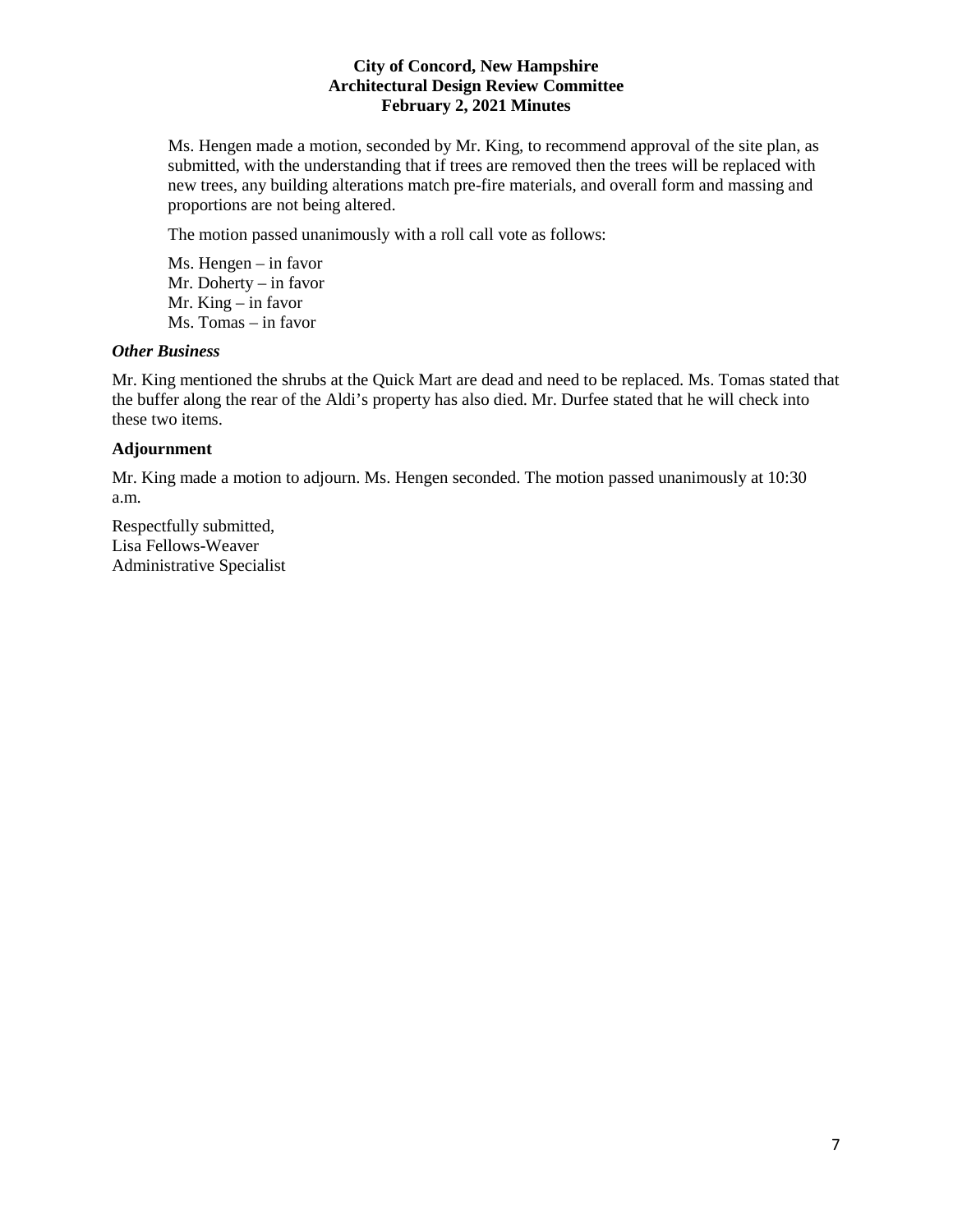Ms. Hengen made a motion, seconded by Mr. King, to recommend approval of the site plan, as submitted, with the understanding that if trees are removed then the trees will be replaced with new trees, any building alterations match pre-fire materials, and overall form and massing and proportions are not being altered.

The motion passed unanimously with a roll call vote as follows:

Ms. Hengen – in favor
Mr. Doherty – in favor
Mr. King – in favor
Ms. Tomas – in favor

### *Other Business*

Mr. King mentioned the shrubs at the Quick Mart are dead and need to be replaced. Ms. Tomas stated that the buffer along the rear of the Aldi's property has also died. Mr. Durfee stated that he will check into these two items.

### Adjournment

Mr. King made a motion to adjourn. Ms. Hengen seconded. The motion passed unanimously at 10:30 a.m.

Respectfully submitted,
Lisa Fellows-Weaver
Administrative Specialist